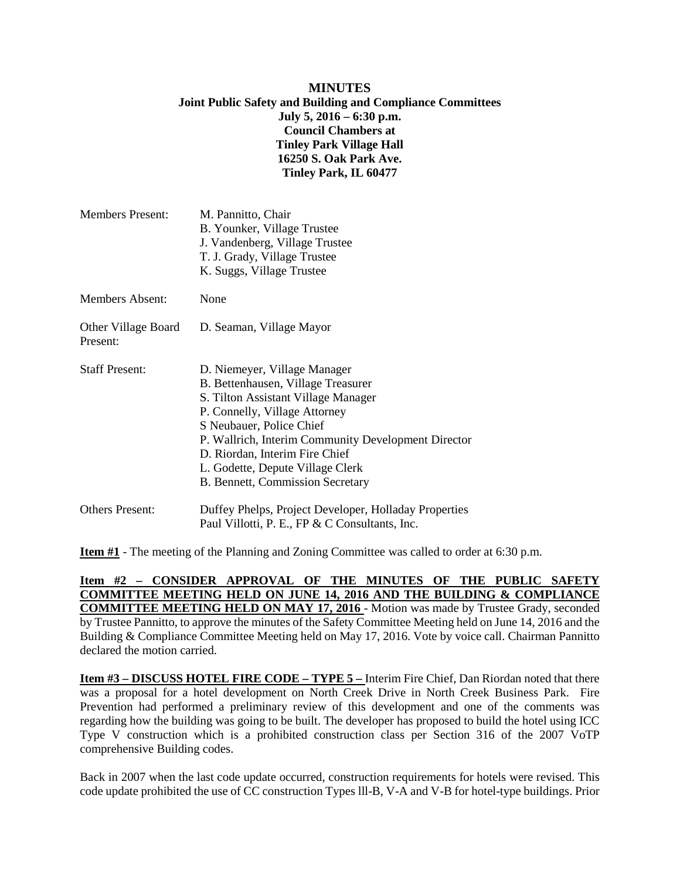**MINUTES**
**Joint Public Safety and Building and Compliance Committees**
**July 5, 2016 – 6:30 p.m.**
**Council Chambers at**
**Tinley Park Village Hall**
**16250 S. Oak Park Ave.**
**Tinley Park, IL 60477**

| | |
|---|---|
| Members Present: | M. Pannitto, Chair<br>B. Younker, Village Trustee<br>J. Vandenberg, Village Trustee<br>T. J. Grady, Village Trustee<br>K. Suggs, Village Trustee |
| Members Absent: | None |
| Other Village Board Present: | D. Seaman, Village Mayor |
| Staff Present: | D. Niemeyer, Village Manager<br>B. Bettenhausen, Village Treasurer<br>S. Tilton Assistant Village Manager<br>P. Connelly, Village Attorney<br>S Neubauer, Police Chief<br>P. Wallrich, Interim Community Development Director<br>D. Riordan, Interim Fire Chief<br>L. Godette, Depute Village Clerk<br>B. Bennett, Commission Secretary |
| Others Present: | Duffey Phelps, Project Developer, Holladay Properties<br>Paul Villotti, P. E., FP & C Consultants, Inc. |

**Item #1** - The meeting of the Planning and Zoning Committee was called to order at 6:30 p.m.

**Item #2 – CONSIDER APPROVAL OF THE MINUTES OF THE PUBLIC SAFETY COMMITTEE MEETING HELD ON JUNE 14, 2016 AND THE BUILDING & COMPLIANCE COMMITTEE MEETING HELD ON MAY 17, 2016** - Motion was made by Trustee Grady, seconded by Trustee Pannitto, to approve the minutes of the Safety Committee Meeting held on June 14, 2016 and the Building & Compliance Committee Meeting held on May 17, 2016. Vote by voice call. Chairman Pannitto declared the motion carried.

**Item #3 – DISCUSS HOTEL FIRE CODE – TYPE 5 –** Interim Fire Chief, Dan Riordan noted that there was a proposal for a hotel development on North Creek Drive in North Creek Business Park. Fire Prevention had performed a preliminary review of this development and one of the comments was regarding how the building was going to be built. The developer has proposed to build the hotel using ICC Type V construction which is a prohibited construction class per Section 316 of the 2007 VoTP comprehensive Building codes.

Back in 2007 when the last code update occurred, construction requirements for hotels were revised. This code update prohibited the use of CC construction Types lll-B, V-A and V-B for hotel-type buildings. Prior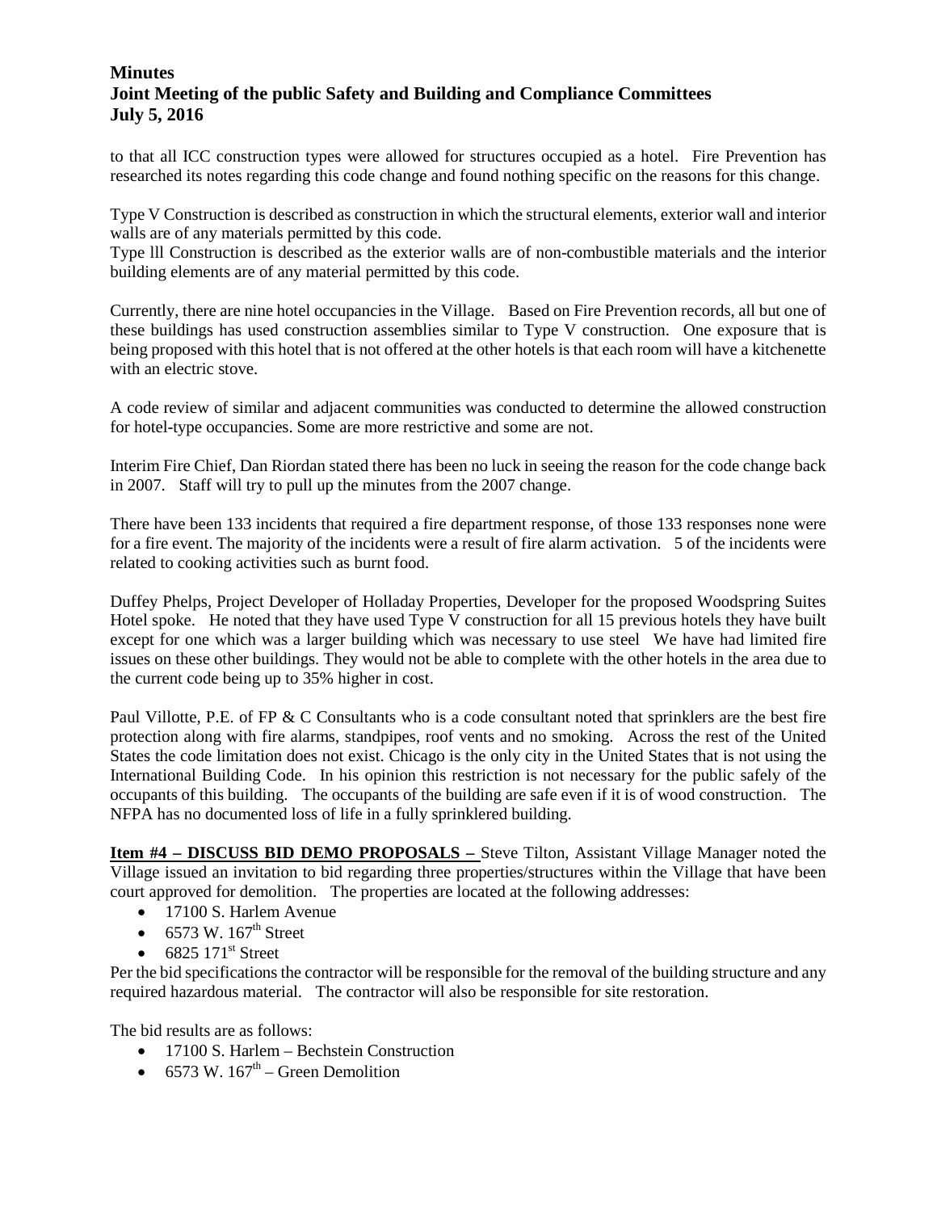to that all ICC construction types were allowed for structures occupied as a hotel. Fire Prevention has researched its notes regarding this code change and found nothing specific on the reasons for this change.

Type V Construction is described as construction in which the structural elements, exterior wall and interior walls are of any materials permitted by this code.
Type lll Construction is described as the exterior walls are of non-combustible materials and the interior building elements are of any material permitted by this code.

Currently, there are nine hotel occupancies in the Village. Based on Fire Prevention records, all but one of these buildings has used construction assemblies similar to Type V construction. One exposure that is being proposed with this hotel that is not offered at the other hotels is that each room will have a kitchenette with an electric stove.

A code review of similar and adjacent communities was conducted to determine the allowed construction for hotel-type occupancies. Some are more restrictive and some are not.

Interim Fire Chief, Dan Riordan stated there has been no luck in seeing the reason for the code change back in 2007. Staff will try to pull up the minutes from the 2007 change.

There have been 133 incidents that required a fire department response, of those 133 responses none were for a fire event. The majority of the incidents were a result of fire alarm activation. 5 of the incidents were related to cooking activities such as burnt food.

Duffey Phelps, Project Developer of Holladay Properties, Developer for the proposed Woodspring Suites Hotel spoke. He noted that they have used Type V construction for all 15 previous hotels they have built except for one which was a larger building which was necessary to use steel We have had limited fire issues on these other buildings. They would not be able to complete with the other hotels in the area due to the current code being up to 35% higher in cost.

Paul Villotte, P.E. of FP & C Consultants who is a code consultant noted that sprinklers are the best fire protection along with fire alarms, standpipes, roof vents and no smoking. Across the rest of the United States the code limitation does not exist. Chicago is the only city in the United States that is not using the International Building Code. In his opinion this restriction is not necessary for the public safely of the occupants of this building. The occupants of the building are safe even if it is of wood construction. The NFPA has no documented loss of life in a fully sprinklered building.

**Item #4 – DISCUSS BID DEMO PROPOSALS –** Steve Tilton, Assistant Village Manager noted the Village issued an invitation to bid regarding three properties/structures within the Village that have been court approved for demolition. The properties are located at the following addresses:

- 17100 S. Harlem Avenue
- 6573 W. 167th Street
- 6825 171st Street

Per the bid specifications the contractor will be responsible for the removal of the building structure and any required hazardous material. The contractor will also be responsible for site restoration.

The bid results are as follows:

- 17100 S. Harlem – Bechstein Construction
- 6573 W. 167th – Green Demolition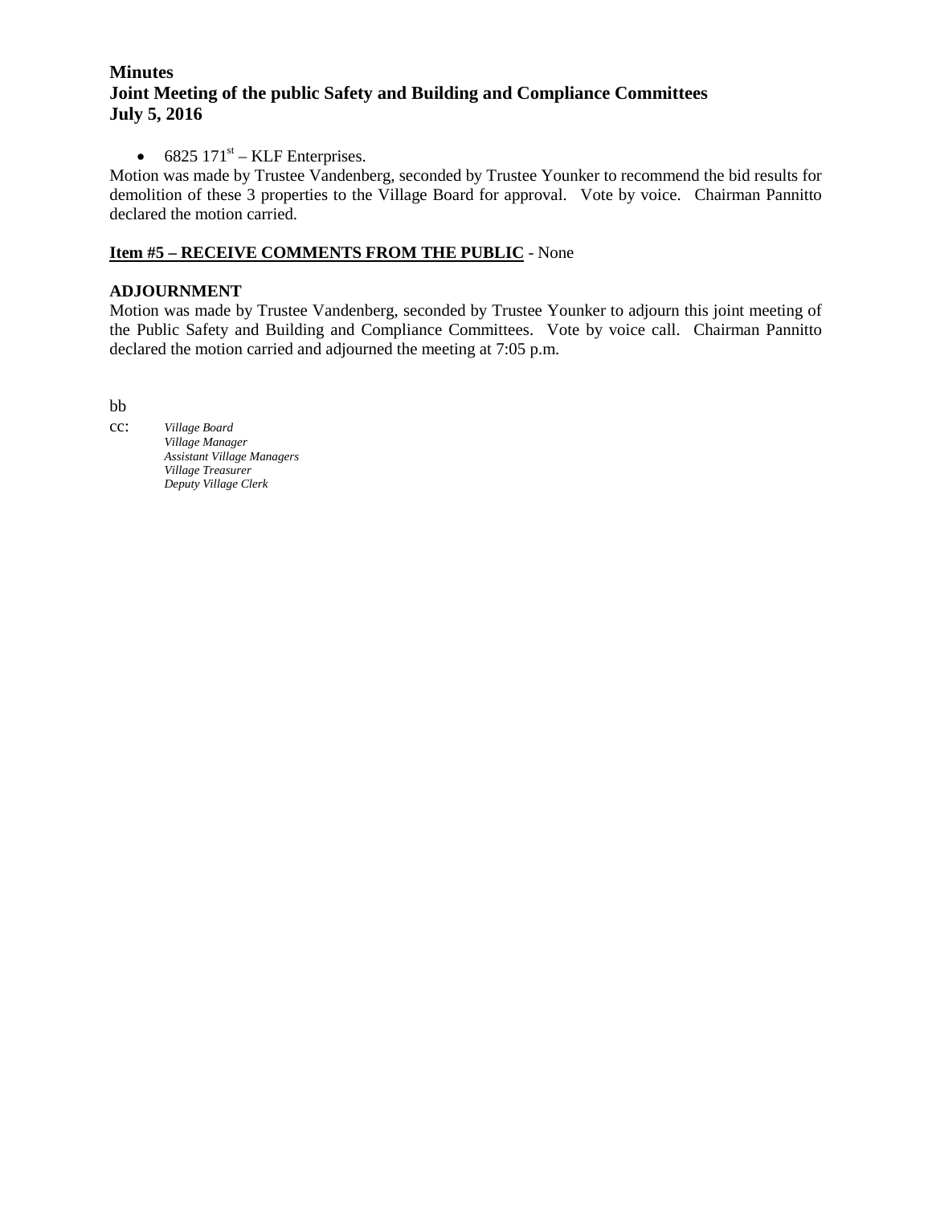**Minutes**
**Joint Meeting of the public Safety and Building and Compliance Committees**
**July 5, 2016**

- 6825 171st – KLF Enterprises.

Motion was made by Trustee Vandenberg, seconded by Trustee Younker to recommend the bid results for demolition of these 3 properties to the Village Board for approval. Vote by voice. Chairman Pannitto declared the motion carried.

**Item #5 – RECEIVE COMMENTS FROM THE PUBLIC** - None

**ADJOURNMENT**

Motion was made by Trustee Vandenberg, seconded by Trustee Younker to adjourn this joint meeting of the Public Safety and Building and Compliance Committees. Vote by voice call. Chairman Pannitto declared the motion carried and adjourned the meeting at 7:05 p.m.

bb

cc: *Village Board*
*Village Manager*
*Assistant Village Managers*
*Village Treasurer*
*Deputy Village Clerk*